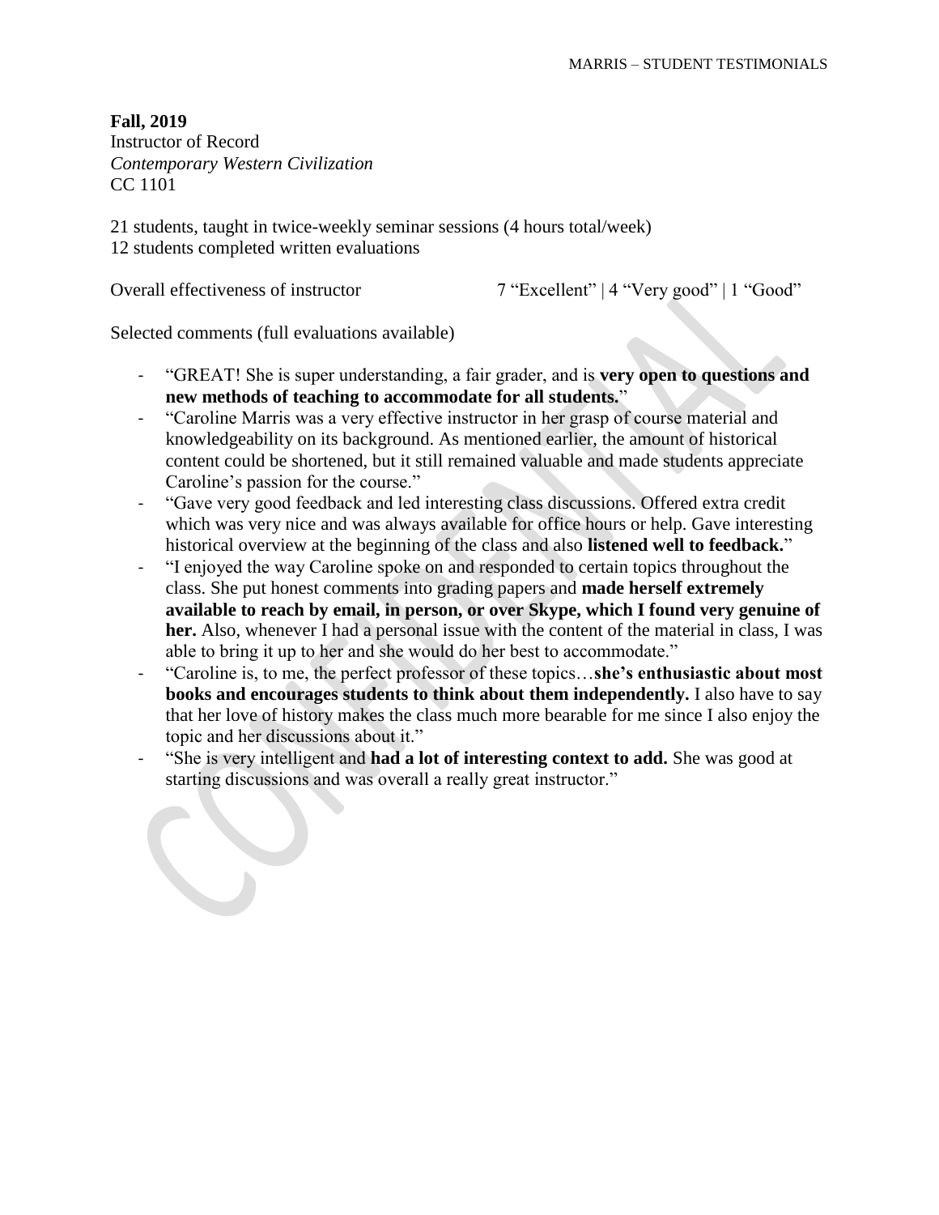**Fall, 2019**
Instructor of Record
*Contemporary Western Civilization*
CC 1101

21 students, taught in twice-weekly seminar sessions (4 hours total/week)
12 students completed written evaluations

Overall effectiveness of instructor 7 "Excellent" | 4 "Very good" | 1 "Good"

Selected comments (full evaluations available)

- "GREAT! She is super understanding, a fair grader, and is **very open to questions and new methods of teaching to accommodate for all students.**"
- "Caroline Marris was a very effective instructor in her grasp of course material and knowledgeability on its background. As mentioned earlier, the amount of historical content could be shortened, but it still remained valuable and made students appreciate Caroline's passion for the course."
- "Gave very good feedback and led interesting class discussions. Offered extra credit which was very nice and was always available for office hours or help. Gave interesting historical overview at the beginning of the class and also **listened well to feedback.**"
- "I enjoyed the way Caroline spoke on and responded to certain topics throughout the class. She put honest comments into grading papers and **made herself extremely available to reach by email, in person, or over Skype, which I found very genuine of her.** Also, whenever I had a personal issue with the content of the material in class, I was able to bring it up to her and she would do her best to accommodate."
- "Caroline is, to me, the perfect professor of these topics…**she's enthusiastic about most books and encourages students to think about them independently.** I also have to say that her love of history makes the class much more bearable for me since I also enjoy the topic and her discussions about it."
- "She is very intelligent and **had a lot of interesting context to add.** She was good at starting discussions and was overall a really great instructor."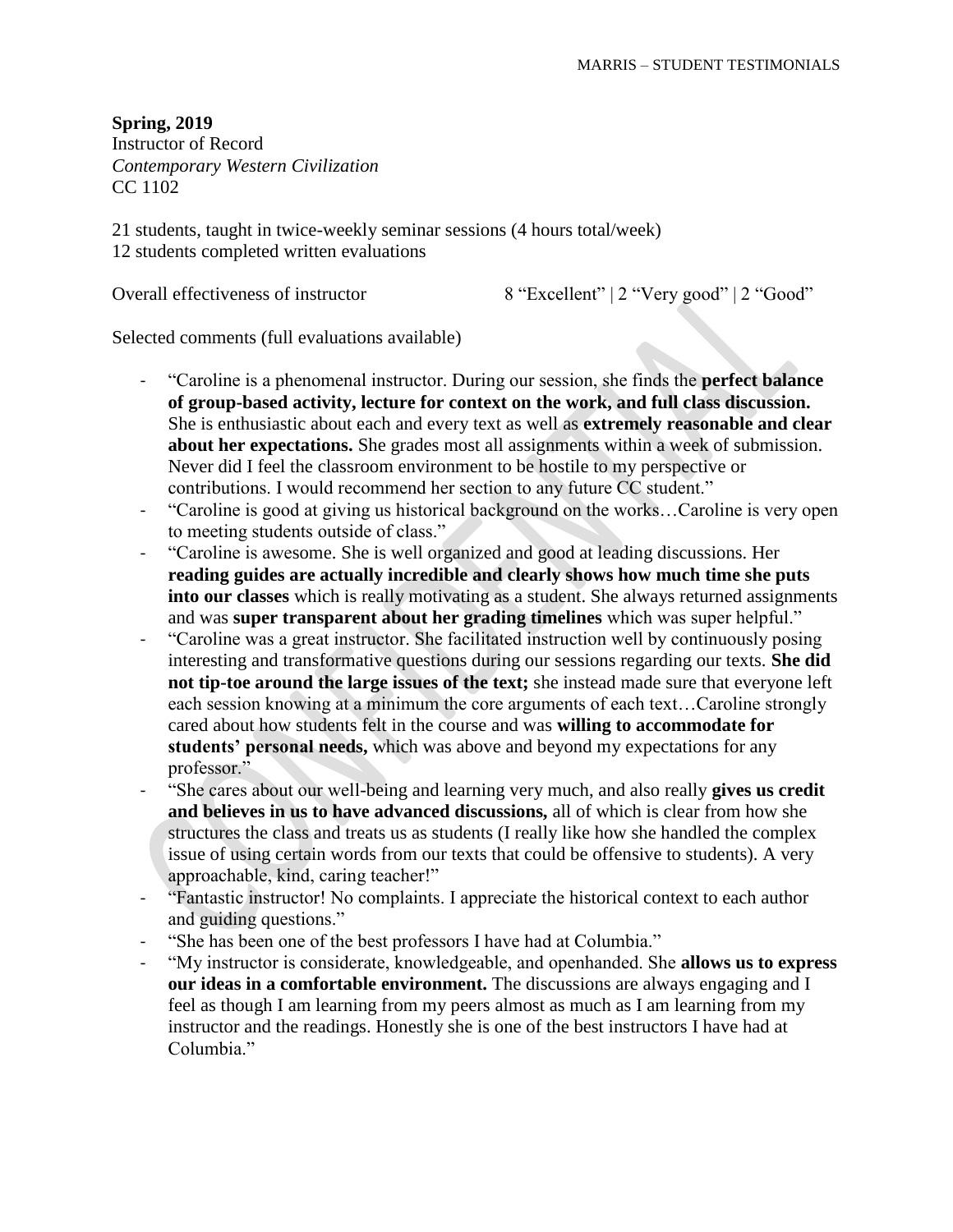**Spring, 2019**
Instructor of Record
*Contemporary Western Civilization*
CC 1102

21 students, taught in twice-weekly seminar sessions (4 hours total/week)
12 students completed written evaluations

Overall effectiveness of instructor 8 "Excellent" | 2 "Very good" | 2 "Good"

Selected comments (full evaluations available)

- "Caroline is a phenomenal instructor. During our session, she finds the **perfect balance of group-based activity, lecture for context on the work, and full class discussion.** She is enthusiastic about each and every text as well as **extremely reasonable and clear about her expectations.** She grades most all assignments within a week of submission. Never did I feel the classroom environment to be hostile to my perspective or contributions. I would recommend her section to any future CC student."
- "Caroline is good at giving us historical background on the works…Caroline is very open to meeting students outside of class."
- "Caroline is awesome. She is well organized and good at leading discussions. Her **reading guides are actually incredible and clearly shows how much time she puts into our classes** which is really motivating as a student. She always returned assignments and was **super transparent about her grading timelines** which was super helpful."
- "Caroline was a great instructor. She facilitated instruction well by continuously posing interesting and transformative questions during our sessions regarding our texts. **She did not tip-toe around the large issues of the text;** she instead made sure that everyone left each session knowing at a minimum the core arguments of each text…Caroline strongly cared about how students felt in the course and was **willing to accommodate for students' personal needs,** which was above and beyond my expectations for any professor."
- "She cares about our well-being and learning very much, and also really **gives us credit and believes in us to have advanced discussions,** all of which is clear from how she structures the class and treats us as students (I really like how she handled the complex issue of using certain words from our texts that could be offensive to students). A very approachable, kind, caring teacher!"
- "Fantastic instructor! No complaints. I appreciate the historical context to each author and guiding questions."
- "She has been one of the best professors I have had at Columbia."
- "My instructor is considerate, knowledgeable, and openhanded. She **allows us to express our ideas in a comfortable environment.** The discussions are always engaging and I feel as though I am learning from my peers almost as much as I am learning from my instructor and the readings. Honestly she is one of the best instructors I have had at Columbia."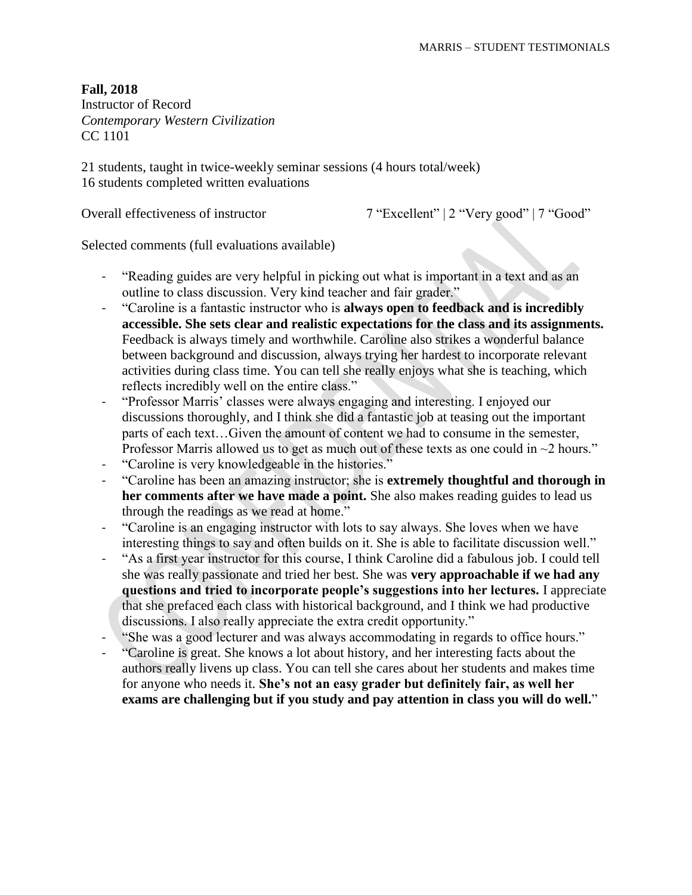**Fall, 2018**
Instructor of Record
*Contemporary Western Civilization*
CC 1101

21 students, taught in twice-weekly seminar sessions (4 hours total/week)
16 students completed written evaluations

Overall effectiveness of instructor 7 "Excellent" | 2 "Very good" | 7 "Good"

Selected comments (full evaluations available)

- "Reading guides are very helpful in picking out what is important in a text and as an outline to class discussion. Very kind teacher and fair grader."
- "Caroline is a fantastic instructor who is **always open to feedback and is incredibly accessible. She sets clear and realistic expectations for the class and its assignments.** Feedback is always timely and worthwhile. Caroline also strikes a wonderful balance between background and discussion, always trying her hardest to incorporate relevant activities during class time. You can tell she really enjoys what she is teaching, which reflects incredibly well on the entire class."
- "Professor Marris' classes were always engaging and interesting. I enjoyed our discussions thoroughly, and I think she did a fantastic job at teasing out the important parts of each text…Given the amount of content we had to consume in the semester, Professor Marris allowed us to get as much out of these texts as one could in ~2 hours."
- "Caroline is very knowledgeable in the histories."
- "Caroline has been an amazing instructor; she is **extremely thoughtful and thorough in her comments after we have made a point.** She also makes reading guides to lead us through the readings as we read at home."
- "Caroline is an engaging instructor with lots to say always. She loves when we have interesting things to say and often builds on it. She is able to facilitate discussion well."
- "As a first year instructor for this course, I think Caroline did a fabulous job. I could tell she was really passionate and tried her best. She was **very approachable if we had any questions and tried to incorporate people's suggestions into her lectures.** I appreciate that she prefaced each class with historical background, and I think we had productive discussions. I also really appreciate the extra credit opportunity."
- "She was a good lecturer and was always accommodating in regards to office hours."
- "Caroline is great. She knows a lot about history, and her interesting facts about the authors really livens up class. You can tell she cares about her students and makes time for anyone who needs it. **She's not an easy grader but definitely fair, as well her exams are challenging but if you study and pay attention in class you will do well.**"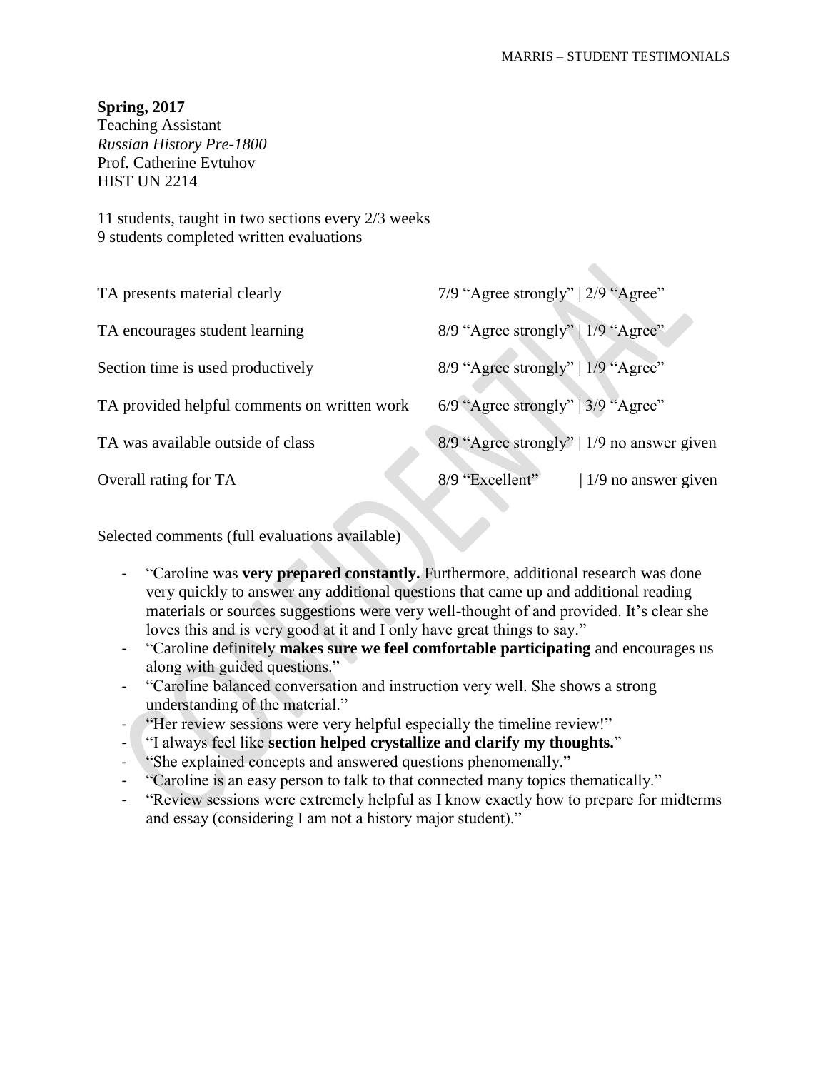**Spring, 2017**
Teaching Assistant
*Russian History Pre-1800*
Prof. Catherine Evtuhov
HIST UN 2214

11 students, taught in two sections every 2/3 weeks
9 students completed written evaluations

| | |
|---|---|
| TA presents material clearly | 7/9 "Agree strongly" \| 2/9 "Agree" |
| TA encourages student learning | 8/9 "Agree strongly" \| 1/9 "Agree" |
| Section time is used productively | 8/9 "Agree strongly" \| 1/9 "Agree" |
| TA provided helpful comments on written work | 6/9 "Agree strongly" \| 3/9 "Agree" |
| TA was available outside of class | 8/9 "Agree strongly" \| 1/9 no answer given |
| Overall rating for TA | 8/9 "Excellent" \| 1/9 no answer given |

Selected comments (full evaluations available)

- "Caroline was **very prepared constantly.** Furthermore, additional research was done very quickly to answer any additional questions that came up and additional reading materials or sources suggestions were very well-thought of and provided. It's clear she loves this and is very good at it and I only have great things to say."
- "Caroline definitely **makes sure we feel comfortable participating** and encourages us along with guided questions."
- "Caroline balanced conversation and instruction very well. She shows a strong understanding of the material."
- "Her review sessions were very helpful especially the timeline review!"
- "I always feel like **section helped crystallize and clarify my thoughts.**"
- "She explained concepts and answered questions phenomenally."
- "Caroline is an easy person to talk to that connected many topics thematically."
- "Review sessions were extremely helpful as I know exactly how to prepare for midterms and essay (considering I am not a history major student)."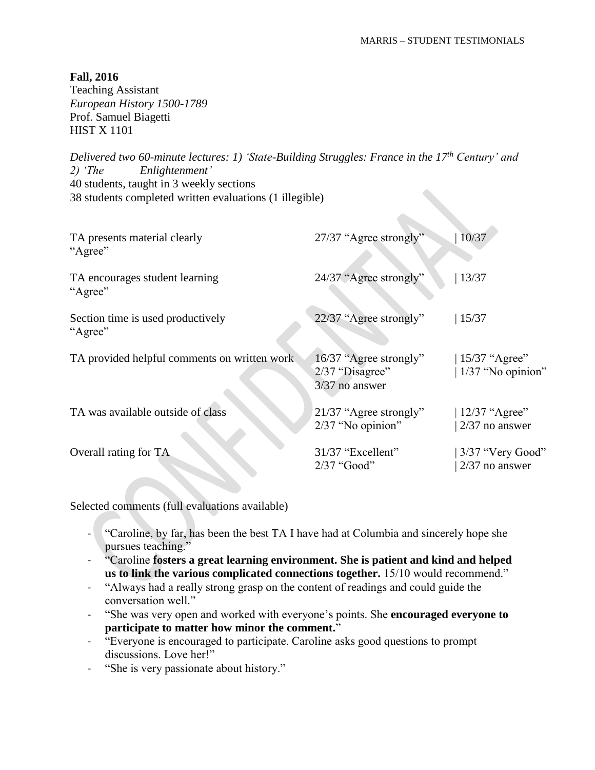**Fall, 2016**
Teaching Assistant
*European History 1500-1789*
Prof. Samuel Biagetti
HIST X 1101

*Delivered two 60-minute lectures: 1) 'State-Building Struggles: France in the 17th Century' and 2) 'The Enlightenment'*
40 students, taught in 3 weekly sections
38 students completed written evaluations (1 illegible)

| | | |
|---|---|---|
| TA presents material clearly | 27/37 "Agree strongly" | 10/37 "Agree" |
| TA encourages student learning | 24/37 "Agree strongly" | 13/37 "Agree" |
| Section time is used productively | 22/37 "Agree strongly" | 15/37 "Agree" |
| TA provided helpful comments on written work | 16/37 "Agree strongly"<br>2/37 "Disagree"<br>3/37 no answer | 15/37 "Agree"<br>1/37 "No opinion" |
| TA was available outside of class | 21/37 "Agree strongly"<br>2/37 "No opinion" | 12/37 "Agree"<br>2/37 no answer |
| Overall rating for TA | 31/37 "Excellent"<br>2/37 "Good" | 3/37 "Very Good"<br>2/37 no answer |

Selected comments (full evaluations available)

- "Caroline, by far, has been the best TA I have had at Columbia and sincerely hope she pursues teaching."
- "Caroline **fosters a great learning environment. She is patient and kind and helped us to link the various complicated connections together.** 15/10 would recommend."
- "Always had a really strong grasp on the content of readings and could guide the conversation well."
- "She was very open and worked with everyone's points. She **encouraged everyone to participate to matter how minor the comment.**"
- "Everyone is encouraged to participate. Caroline asks good questions to prompt discussions. Love her!"
- "She is very passionate about history."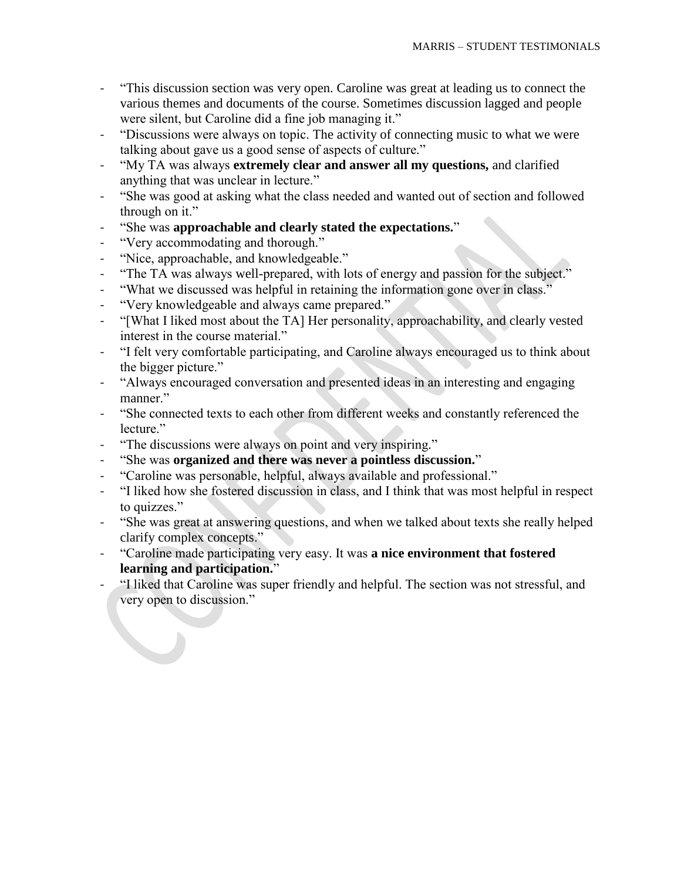- "This discussion section was very open. Caroline was great at leading us to connect the various themes and documents of the course. Sometimes discussion lagged and people were silent, but Caroline did a fine job managing it."
- "Discussions were always on topic. The activity of connecting music to what we were talking about gave us a good sense of aspects of culture."
- "My TA was always **extremely clear and answer all my questions,** and clarified anything that was unclear in lecture."
- "She was good at asking what the class needed and wanted out of section and followed through on it."
- "She was **approachable and clearly stated the expectations.**"
- "Very accommodating and thorough."
- "Nice, approachable, and knowledgeable."
- "The TA was always well-prepared, with lots of energy and passion for the subject."
- "What we discussed was helpful in retaining the information gone over in class."
- "Very knowledgeable and always came prepared."
- "[What I liked most about the TA] Her personality, approachability, and clearly vested interest in the course material."
- "I felt very comfortable participating, and Caroline always encouraged us to think about the bigger picture."
- "Always encouraged conversation and presented ideas in an interesting and engaging manner."
- "She connected texts to each other from different weeks and constantly referenced the lecture."
- "The discussions were always on point and very inspiring."
- "She was **organized and there was never a pointless discussion.**"
- "Caroline was personable, helpful, always available and professional."
- "I liked how she fostered discussion in class, and I think that was most helpful in respect to quizzes."
- "She was great at answering questions, and when we talked about texts she really helped clarify complex concepts."
- "Caroline made participating very easy. It was **a nice environment that fostered learning and participation.**"
- "I liked that Caroline was super friendly and helpful. The section was not stressful, and very open to discussion."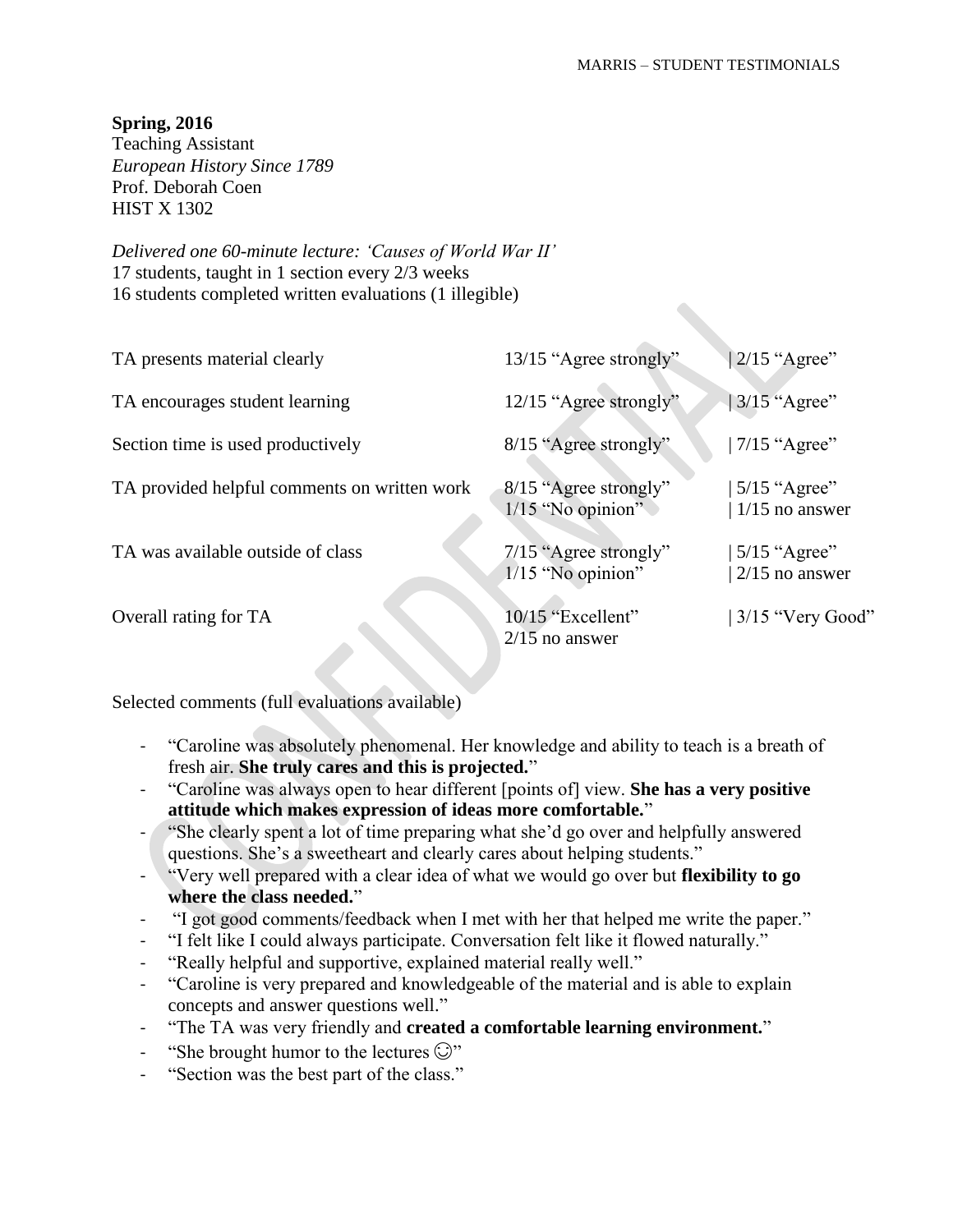**Spring, 2016**
Teaching Assistant
*European History Since 1789*
Prof. Deborah Coen
HIST X 1302

*Delivered one 60-minute lecture: 'Causes of World War II'*
17 students, taught in 1 section every 2/3 weeks
16 students completed written evaluations (1 illegible)

| | | |
|---|---|---|
| TA presents material clearly | 13/15 "Agree strongly" | 2/15 "Agree" |
| TA encourages student learning | 12/15 "Agree strongly" | 3/15 "Agree" |
| Section time is used productively | 8/15 "Agree strongly" | 7/15 "Agree" |
| TA provided helpful comments on written work | 8/15 "Agree strongly"<br>1/15 "No opinion" | 5/15 "Agree"<br>1/15 no answer |
| TA was available outside of class | 7/15 "Agree strongly"<br>1/15 "No opinion" | 5/15 "Agree"<br>2/15 no answer |
| Overall rating for TA | 10/15 "Excellent"<br>2/15 no answer | 3/15 "Very Good" |

Selected comments (full evaluations available)

- "Caroline was absolutely phenomenal. Her knowledge and ability to teach is a breath of fresh air. **She truly cares and this is projected.**"
- "Caroline was always open to hear different [points of] view. **She has a very positive attitude which makes expression of ideas more comfortable.**"
- "She clearly spent a lot of time preparing what she'd go over and helpfully answered questions. She's a sweetheart and clearly cares about helping students."
- "Very well prepared with a clear idea of what we would go over but **flexibility to go where the class needed.**"
- "I got good comments/feedback when I met with her that helped me write the paper."
- "I felt like I could always participate. Conversation felt like it flowed naturally."
- "Really helpful and supportive, explained material really well."
- "Caroline is very prepared and knowledgeable of the material and is able to explain concepts and answer questions well."
- "The TA was very friendly and **created a comfortable learning environment.**"
- "She brought humor to the lectures ☺"
- "Section was the best part of the class."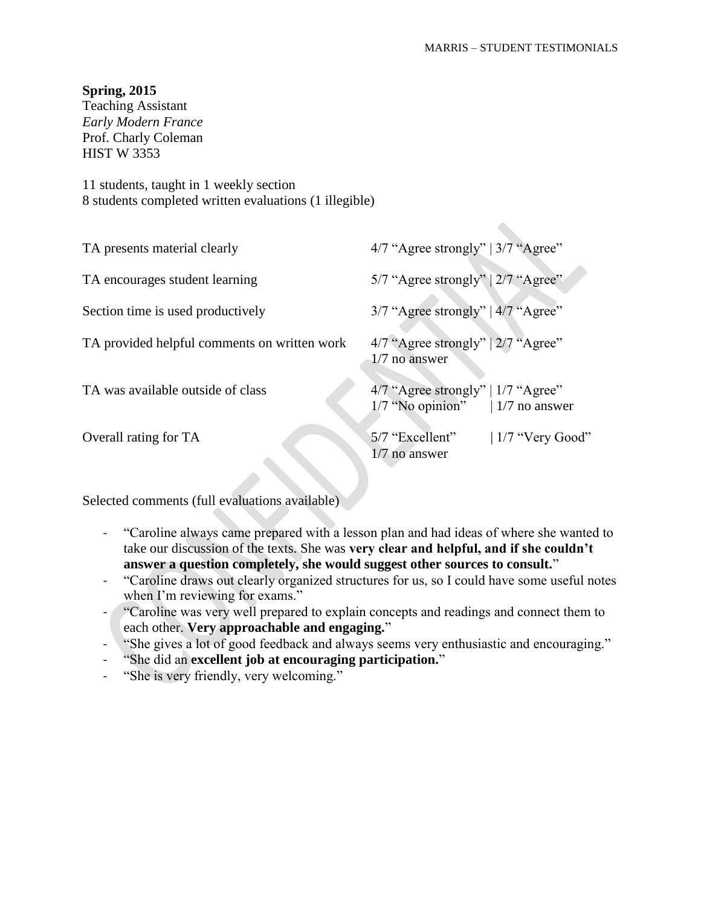**Spring, 2015**
Teaching Assistant
*Early Modern France*
Prof. Charly Coleman
HIST W 3353

11 students, taught in 1 weekly section
8 students completed written evaluations (1 illegible)

| | |
|---|---|
| TA presents material clearly | 4/7 "Agree strongly" \| 3/7 "Agree" |
| TA encourages student learning | 5/7 "Agree strongly" \| 2/7 "Agree" |
| Section time is used productively | 3/7 "Agree strongly" \| 4/7 "Agree" |
| TA provided helpful comments on written work | 4/7 "Agree strongly" \| 2/7 "Agree" 1/7 no answer |
| TA was available outside of class | 4/7 "Agree strongly" \| 1/7 "Agree" 1/7 "No opinion" \| 1/7 no answer |
| Overall rating for TA | 5/7 "Excellent" \| 1/7 "Very Good" 1/7 no answer |

Selected comments (full evaluations available)

- "Caroline always came prepared with a lesson plan and had ideas of where she wanted to take our discussion of the texts. She was **very clear and helpful, and if she couldn't answer a question completely, she would suggest other sources to consult.**"
- "Caroline draws out clearly organized structures for us, so I could have some useful notes when I'm reviewing for exams."
- "Caroline was very well prepared to explain concepts and readings and connect them to each other. **Very approachable and engaging.**"
- "She gives a lot of good feedback and always seems very enthusiastic and encouraging."
- "She did an **excellent job at encouraging participation.**"
- "She is very friendly, very welcoming."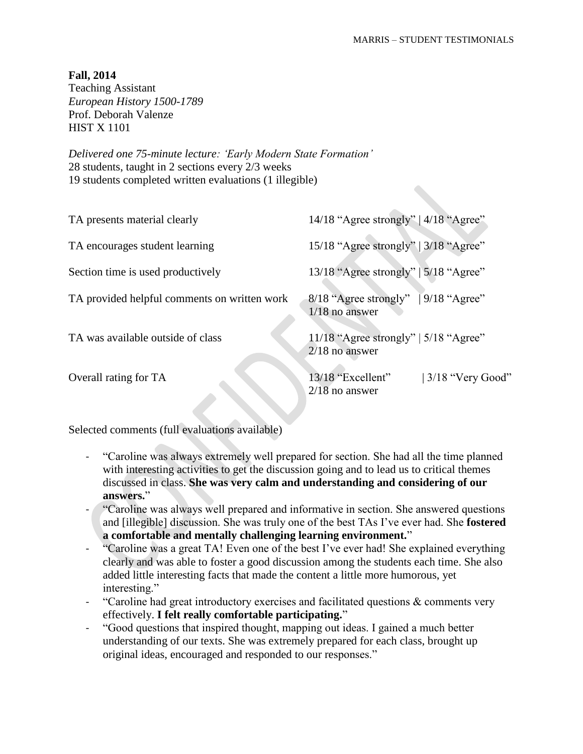**Fall, 2014**
Teaching Assistant
*European History 1500-1789*
Prof. Deborah Valenze
HIST X 1101

*Delivered one 75-minute lecture: 'Early Modern State Formation'*
28 students, taught in 2 sections every 2/3 weeks
19 students completed written evaluations (1 illegible)

| | |
|---|---|
| TA presents material clearly | 14/18 "Agree strongly" \| 4/18 "Agree" |
| TA encourages student learning | 15/18 "Agree strongly" \| 3/18 "Agree" |
| Section time is used productively | 13/18 "Agree strongly" \| 5/18 "Agree" |
| TA provided helpful comments on written work | 8/18 "Agree strongly" \| 9/18 "Agree" 1/18 no answer |
| TA was available outside of class | 11/18 "Agree strongly" \| 5/18 "Agree" 2/18 no answer |
| Overall rating for TA | 13/18 "Excellent" \| 3/18 "Very Good" 2/18 no answer |

Selected comments (full evaluations available)

- "Caroline was always extremely well prepared for section. She had all the time planned with interesting activities to get the discussion going and to lead us to critical themes discussed in class. **She was very calm and understanding and considering of our answers.**"
- "Caroline was always well prepared and informative in section. She answered questions and [illegible] discussion. She was truly one of the best TAs I've ever had. She **fostered a comfortable and mentally challenging learning environment.**"
- "Caroline was a great TA! Even one of the best I've ever had! She explained everything clearly and was able to foster a good discussion among the students each time. She also added little interesting facts that made the content a little more humorous, yet interesting."
- "Caroline had great introductory exercises and facilitated questions & comments very effectively. **I felt really comfortable participating.**"
- "Good questions that inspired thought, mapping out ideas. I gained a much better understanding of our texts. She was extremely prepared for each class, brought up original ideas, encouraged and responded to our responses."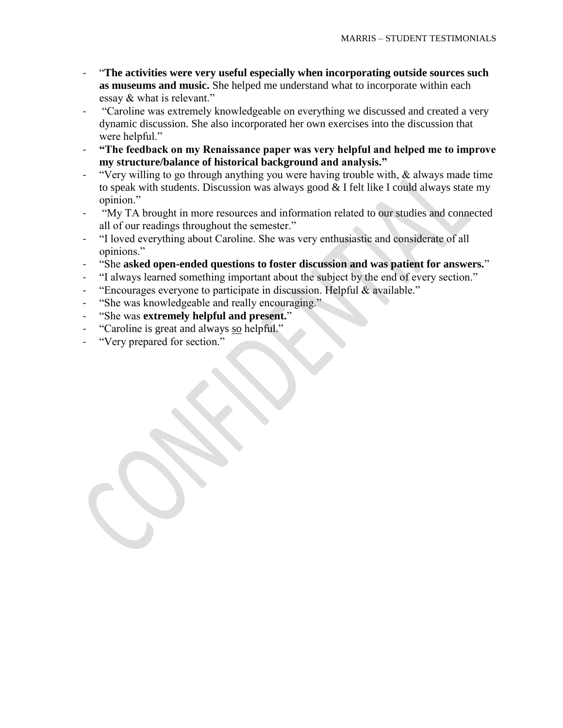- "**The activities were very useful especially when incorporating outside sources such as museums and music.** She helped me understand what to incorporate within each essay & what is relevant."
- "Caroline was extremely knowledgeable on everything we discussed and created a very dynamic discussion. She also incorporated her own exercises into the discussion that were helpful."
- **"The feedback on my Renaissance paper was very helpful and helped me to improve my structure/balance of historical background and analysis."**
- "Very willing to go through anything you were having trouble with, & always made time to speak with students. Discussion was always good & I felt like I could always state my opinion."
- "My TA brought in more resources and information related to our studies and connected all of our readings throughout the semester."
- "I loved everything about Caroline. She was very enthusiastic and considerate of all opinions."
- "She **asked open-ended questions to foster discussion and was patient for answers.**"
- "I always learned something important about the subject by the end of every section."
- "Encourages everyone to participate in discussion. Helpful & available."
- "She was knowledgeable and really encouraging."
- "She was **extremely helpful and present.**"
- "Caroline is great and always <u>so</u> helpful."
- "Very prepared for section."